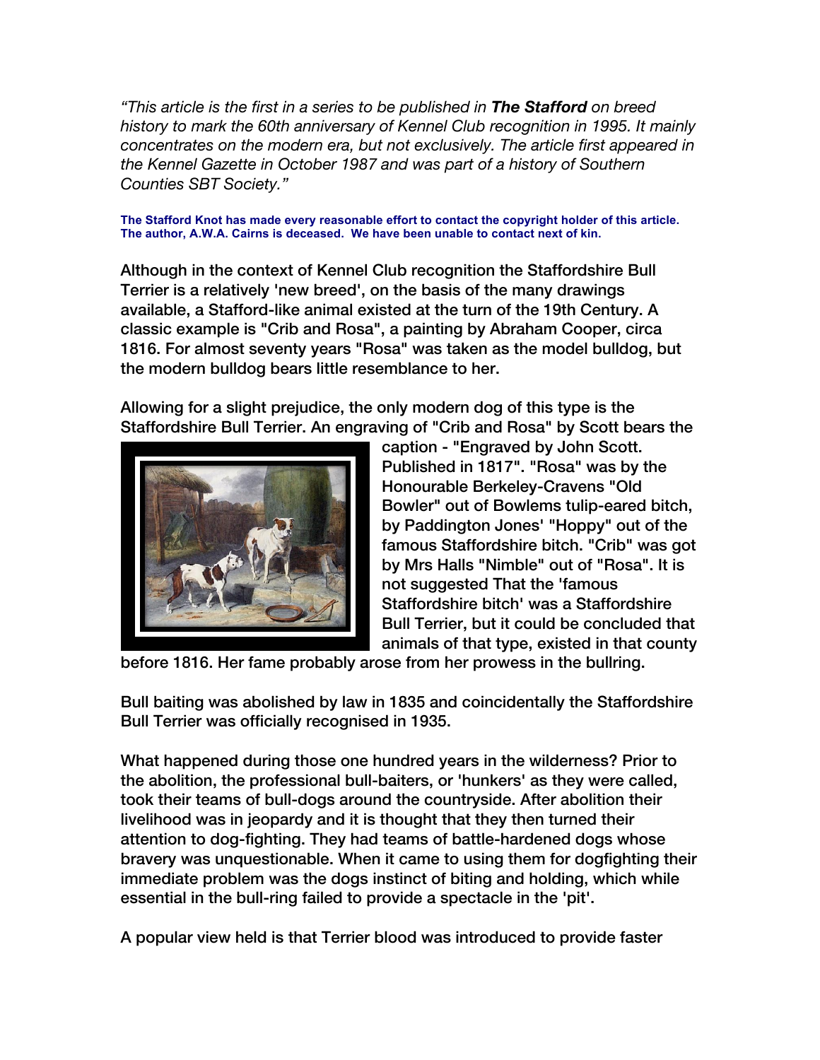*"This article is the first in a series to be published in **The Stafford** on breed history to mark the 60th anniversary of Kennel Club recognition in 1995. It mainly concentrates on the modern era, but not exclusively. The article first appeared in the Kennel Gazette in October 1987 and was part of a history of Southern Counties SBT Society."*

**The Stafford Knot has made every reasonable effort to contact the copyright holder of this article. The author, A.W.A. Cairns is deceased. We have been unable to contact next of kin.**

Although in the context of Kennel Club recognition the Staffordshire Bull Terrier is a relatively 'new breed', on the basis of the many drawings available, a Stafford-like animal existed at the turn of the 19th Century. A classic example is "Crib and Rosa", a painting by Abraham Cooper, circa 1816. For almost seventy years "Rosa" was taken as the model bulldog, but the modern bulldog bears little resemblance to her.

Allowing for a slight prejudice, the only modern dog of this type is the Staffordshire Bull Terrier. An engraving of "Crib and Rosa" by Scott bears the caption - "Engraved by John Scott. Published in 1817". "Rosa" was by the Honourable Berkeley-Cravens "Old Bowler" out of Bowlems tulip-eared bitch, by Paddington Jones' "Hoppy" out of the famous Staffordshire bitch. "Crib" was got by Mrs Halls "Nimble" out of "Rosa". It is not suggested That the 'famous Staffordshire bitch' was a Staffordshire Bull Terrier, but it could be concluded that animals of that type, existed in that county before 1816. Her fame probably arose from her prowess in the bullring.

Bull baiting was abolished by law in 1835 and coincidentally the Staffordshire Bull Terrier was officially recognised in 1935.

What happened during those one hundred years in the wilderness? Prior to the abolition, the professional bull-baiters, or 'hunkers' as they were called, took their teams of bull-dogs around the countryside. After abolition their livelihood was in jeopardy and it is thought that they then turned their attention to dog-fighting. They had teams of battle-hardened dogs whose bravery was unquestionable. When it came to using them for dogfighting their immediate problem was the dogs instinct of biting and holding, which while essential in the bull-ring failed to provide a spectacle in the 'pit'.

A popular view held is that Terrier blood was introduced to provide faster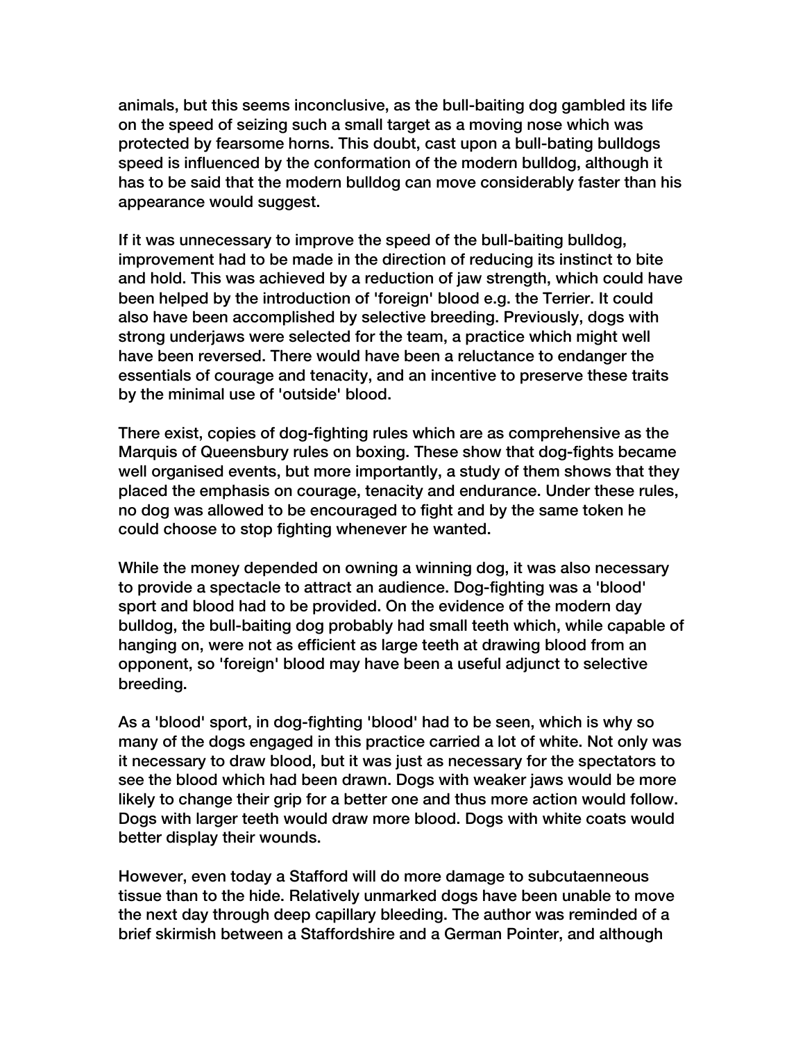animals, but this seems inconclusive, as the bull-baiting dog gambled its life on the speed of seizing such a small target as a moving nose which was protected by fearsome horns. This doubt, cast upon a bull-bating bulldogs speed is influenced by the conformation of the modern bulldog, although it has to be said that the modern bulldog can move considerably faster than his appearance would suggest.

If it was unnecessary to improve the speed of the bull-baiting bulldog, improvement had to be made in the direction of reducing its instinct to bite and hold. This was achieved by a reduction of jaw strength, which could have been helped by the introduction of 'foreign' blood e.g. the Terrier. It could also have been accomplished by selective breeding. Previously, dogs with strong underjaws were selected for the team, a practice which might well have been reversed. There would have been a reluctance to endanger the essentials of courage and tenacity, and an incentive to preserve these traits by the minimal use of 'outside' blood.

There exist, copies of dog-fighting rules which are as comprehensive as the Marquis of Queensbury rules on boxing. These show that dog-fights became well organised events, but more importantly, a study of them shows that they placed the emphasis on courage, tenacity and endurance. Under these rules, no dog was allowed to be encouraged to fight and by the same token he could choose to stop fighting whenever he wanted.

While the money depended on owning a winning dog, it was also necessary to provide a spectacle to attract an audience. Dog-fighting was a 'blood' sport and blood had to be provided. On the evidence of the modern day bulldog, the bull-baiting dog probably had small teeth which, while capable of hanging on, were not as efficient as large teeth at drawing blood from an opponent, so 'foreign' blood may have been a useful adjunct to selective breeding.

As a 'blood' sport, in dog-fighting 'blood' had to be seen, which is why so many of the dogs engaged in this practice carried a lot of white. Not only was it necessary to draw blood, but it was just as necessary for the spectators to see the blood which had been drawn. Dogs with weaker jaws would be more likely to change their grip for a better one and thus more action would follow. Dogs with larger teeth would draw more blood. Dogs with white coats would better display their wounds.

However, even today a Stafford will do more damage to subcutaenneous tissue than to the hide. Relatively unmarked dogs have been unable to move the next day through deep capillary bleeding. The author was reminded of a brief skirmish between a Staffordshire and a German Pointer, and although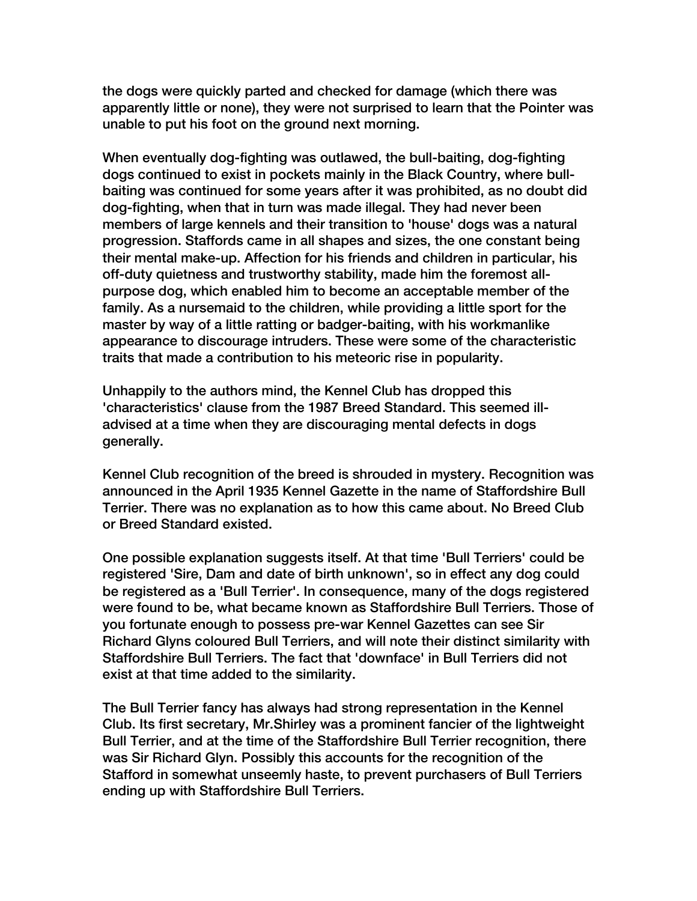the dogs were quickly parted and checked for damage (which there was apparently little or none), they were not surprised to learn that the Pointer was unable to put his foot on the ground next morning.

When eventually dog-fighting was outlawed, the bull-baiting, dog-fighting dogs continued to exist in pockets mainly in the Black Country, where bull-baiting was continued for some years after it was prohibited, as no doubt did dog-fighting, when that in turn was made illegal. They had never been members of large kennels and their transition to 'house' dogs was a natural progression. Staffords came in all shapes and sizes, the one constant being their mental make-up. Affection for his friends and children in particular, his off-duty quietness and trustworthy stability, made him the foremost all-purpose dog, which enabled him to become an acceptable member of the family. As a nursemaid to the children, while providing a little sport for the master by way of a little ratting or badger-baiting, with his workmanlike appearance to discourage intruders. These were some of the characteristic traits that made a contribution to his meteoric rise in popularity.

Unhappily to the authors mind, the Kennel Club has dropped this 'characteristics' clause from the 1987 Breed Standard. This seemed ill-advised at a time when they are discouraging mental defects in dogs generally.

Kennel Club recognition of the breed is shrouded in mystery. Recognition was announced in the April 1935 Kennel Gazette in the name of Staffordshire Bull Terrier. There was no explanation as to how this came about. No Breed Club or Breed Standard existed.

One possible explanation suggests itself. At that time 'Bull Terriers' could be registered 'Sire, Dam and date of birth unknown', so in effect any dog could be registered as a 'Bull Terrier'. In consequence, many of the dogs registered were found to be, what became known as Staffordshire Bull Terriers. Those of you fortunate enough to possess pre-war Kennel Gazettes can see Sir Richard Glyns coloured Bull Terriers, and will note their distinct similarity with Staffordshire Bull Terriers. The fact that 'downface' in Bull Terriers did not exist at that time added to the similarity.

The Bull Terrier fancy has always had strong representation in the Kennel Club. Its first secretary, Mr.Shirley was a prominent fancier of the lightweight Bull Terrier, and at the time of the Staffordshire Bull Terrier recognition, there was Sir Richard Glyn. Possibly this accounts for the recognition of the Stafford in somewhat unseemly haste, to prevent purchasers of Bull Terriers ending up with Staffordshire Bull Terriers.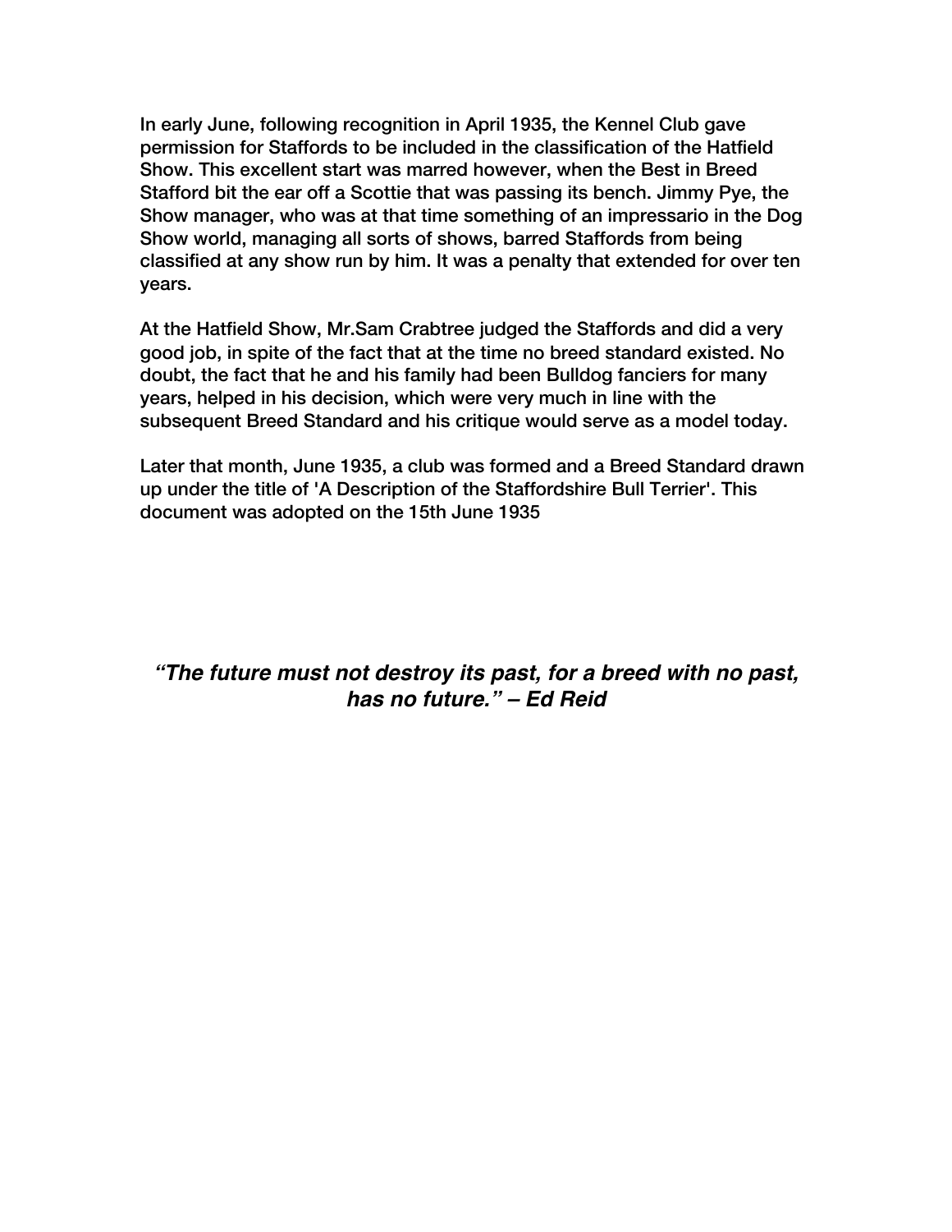In early June, following recognition in April 1935, the Kennel Club gave permission for Staffords to be included in the classification of the Hatfield Show. This excellent start was marred however, when the Best in Breed Stafford bit the ear off a Scottie that was passing its bench. Jimmy Pye, the Show manager, who was at that time something of an impressario in the Dog Show world, managing all sorts of shows, barred Staffords from being classified at any show run by him. It was a penalty that extended for over ten years.

At the Hatfield Show, Mr.Sam Crabtree judged the Staffords and did a very good job, in spite of the fact that at the time no breed standard existed. No doubt, the fact that he and his family had been Bulldog fanciers for many years, helped in his decision, which were very much in line with the subsequent Breed Standard and his critique would serve as a model today.

Later that month, June 1935, a club was formed and a Breed Standard drawn up under the title of 'A Description of the Staffordshire Bull Terrier'. This document was adopted on the 15th June 1935

***"The future must not destroy its past, for a breed with no past, has no future." – Ed Reid***